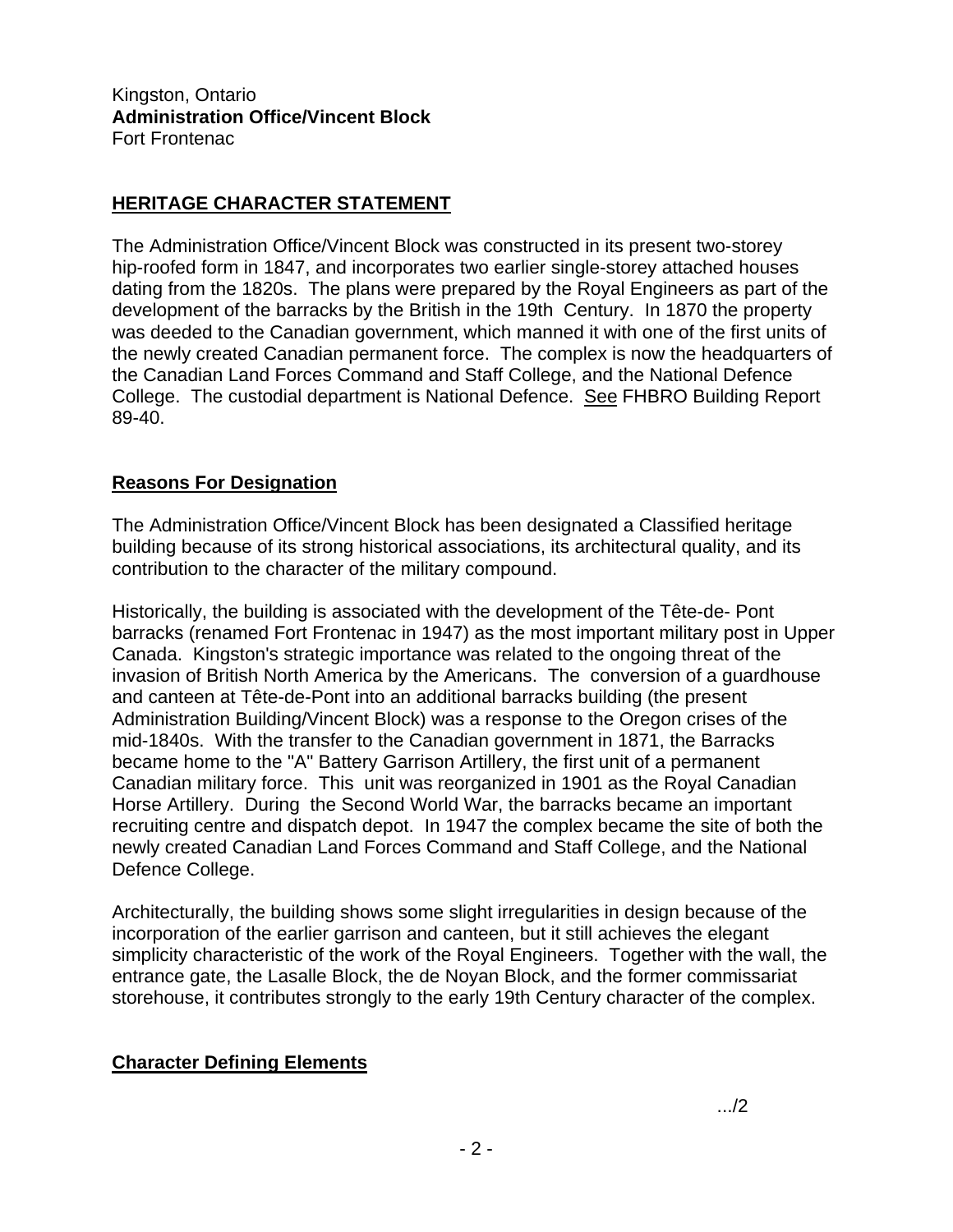Kingston, Ontario
**Administration Office/Vincent Block**
Fort Frontenac

## HERITAGE CHARACTER STATEMENT

The Administration Office/Vincent Block was constructed in its present two-storey hip-roofed form in 1847, and incorporates two earlier single-storey attached houses dating from the 1820s. The plans were prepared by the Royal Engineers as part of the development of the barracks by the British in the 19th Century. In 1870 the property was deeded to the Canadian government, which manned it with one of the first units of the newly created Canadian permanent force. The complex is now the headquarters of the Canadian Land Forces Command and Staff College, and the National Defence College. The custodial department is National Defence. See FHBRO Building Report 89-40.

### Reasons For Designation

The Administration Office/Vincent Block has been designated a Classified heritage building because of its strong historical associations, its architectural quality, and its contribution to the character of the military compound.

Historically, the building is associated with the development of the Tête-de- Pont barracks (renamed Fort Frontenac in 1947) as the most important military post in Upper Canada. Kingston's strategic importance was related to the ongoing threat of the invasion of British North America by the Americans. The conversion of a guardhouse and canteen at Tête-de-Pont into an additional barracks building (the present Administration Building/Vincent Block) was a response to the Oregon crises of the mid-1840s. With the transfer to the Canadian government in 1871, the Barracks became home to the "A" Battery Garrison Artillery, the first unit of a permanent Canadian military force. This unit was reorganized in 1901 as the Royal Canadian Horse Artillery. During the Second World War, the barracks became an important recruiting centre and dispatch depot. In 1947 the complex became the site of both the newly created Canadian Land Forces Command and Staff College, and the National Defence College.

Architecturally, the building shows some slight irregularities in design because of the incorporation of the earlier garrison and canteen, but it still achieves the elegant simplicity characteristic of the work of the Royal Engineers. Together with the wall, the entrance gate, the Lasalle Block, the de Noyan Block, and the former commissariat storehouse, it contributes strongly to the early 19th Century character of the complex.

### Character Defining Elements

.../2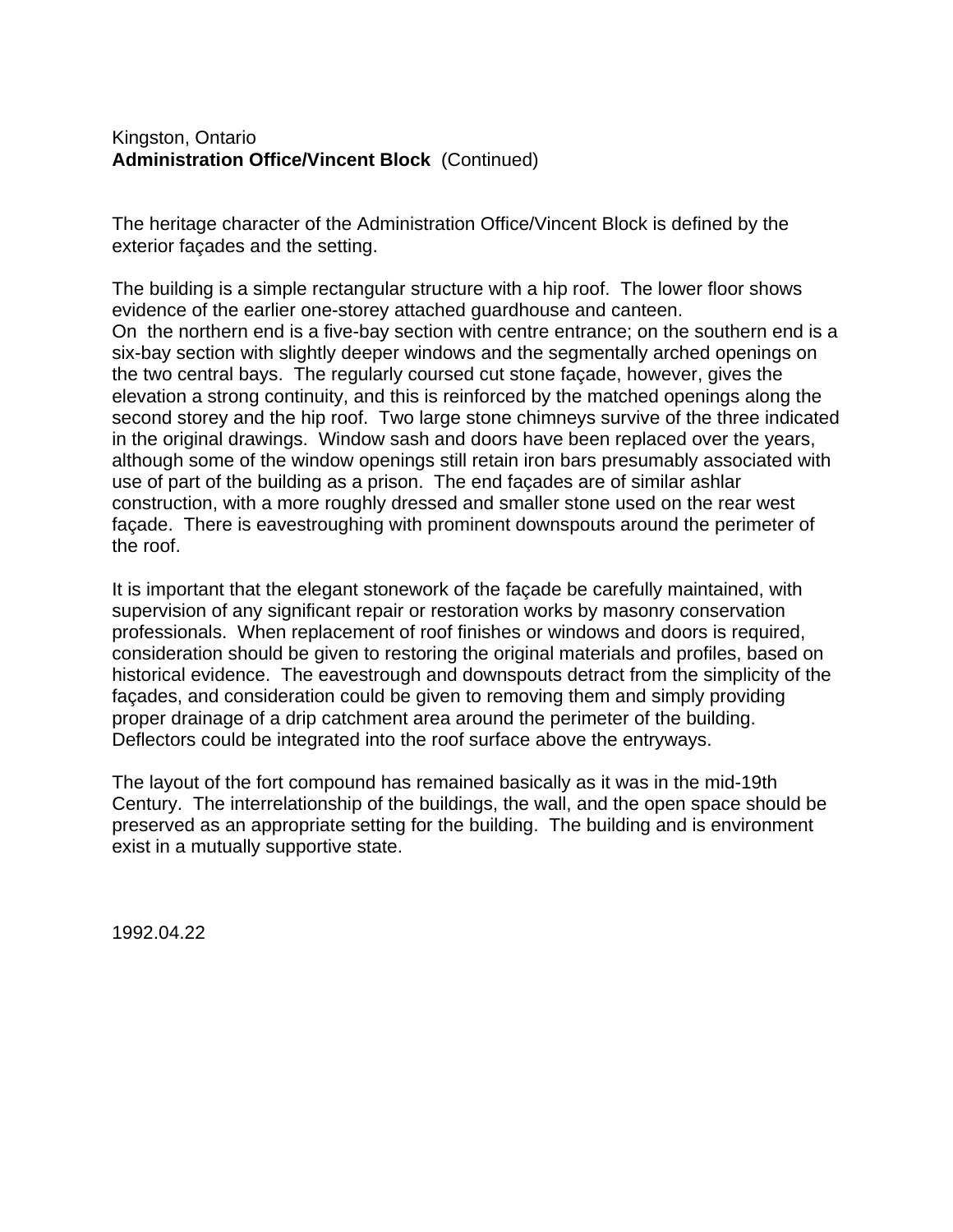Kingston, Ontario
**Administration Office/Vincent Block** (Continued)

The heritage character of the Administration Office/Vincent Block is defined by the exterior façades and the setting.

The building is a simple rectangular structure with a hip roof. The lower floor shows evidence of the earlier one-storey attached guardhouse and canteen. On the northern end is a five-bay section with centre entrance; on the southern end is a six-bay section with slightly deeper windows and the segmentally arched openings on the two central bays. The regularly coursed cut stone façade, however, gives the elevation a strong continuity, and this is reinforced by the matched openings along the second storey and the hip roof. Two large stone chimneys survive of the three indicated in the original drawings. Window sash and doors have been replaced over the years, although some of the window openings still retain iron bars presumably associated with use of part of the building as a prison. The end façades are of similar ashlar construction, with a more roughly dressed and smaller stone used on the rear west façade. There is eavestroughing with prominent downspouts around the perimeter of the roof.

It is important that the elegant stonework of the façade be carefully maintained, with supervision of any significant repair or restoration works by masonry conservation professionals. When replacement of roof finishes or windows and doors is required, consideration should be given to restoring the original materials and profiles, based on historical evidence. The eavestrough and downspouts detract from the simplicity of the façades, and consideration could be given to removing them and simply providing proper drainage of a drip catchment area around the perimeter of the building. Deflectors could be integrated into the roof surface above the entryways.

The layout of the fort compound has remained basically as it was in the mid-19th Century. The interrelationship of the buildings, the wall, and the open space should be preserved as an appropriate setting for the building. The building and is environment exist in a mutually supportive state.

1992.04.22